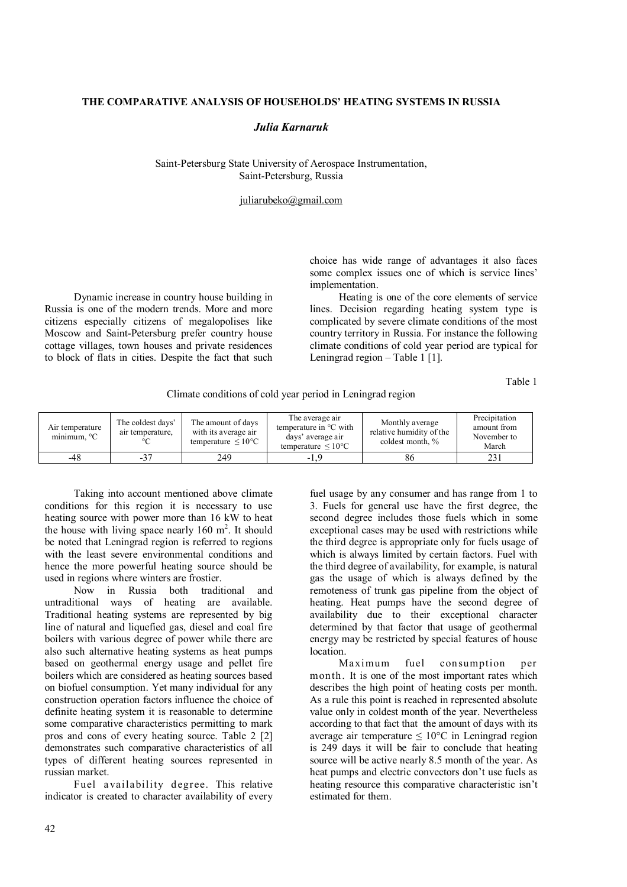# THE COMPARATIVE ANALYSIS OF HOUSEHOLDS' HEATING SYSTEMS IN RUSSIA

***Julia Karnaruk***

Saint-Petersburg State University of Aerospace Instrumentation,
Saint-Petersburg, Russia

juliarubeko@gmail.com

Dynamic increase in country house building in Russia is one of the modern trends. More and more citizens especially citizens of megalopolises like Moscow and Saint-Petersburg prefer country house cottage villages, town houses and private residences to block of flats in cities. Despite the fact that such choice has wide range of advantages it also faces some complex issues one of which is service lines' implementation.

Heating is one of the core elements of service lines. Decision regarding heating system type is complicated by severe climate conditions of the most country territory in Russia. For instance the following climate conditions of cold year period are typical for Leningrad region – Table 1 [1].

Table 1

Climate conditions of cold year period in Leningrad region

| Air temperature minimum, °C | The coldest days' air temperature, °C | The amount of days with its average air temperature ≤ 10°C | The average air temperature in °C with days' average air temperature ≤ 10°C | Monthly average relative humidity of the coldest month, % | Precipitation amount from November to March |
|---|---|---|---|---|---|
| -48 | -37 | 249 | -1,9 | 86 | 231 |

Taking into account mentioned above climate conditions for this region it is necessary to use heating source with power more than 16 kW to heat the house with living space nearly 160 m$^2$. It should be noted that Leningrad region is referred to regions with the least severe environmental conditions and hence the more powerful heating source should be used in regions where winters are frostier.

Now in Russia both traditional and untraditional ways of heating are available. Traditional heating systems are represented by big line of natural and liquefied gas, diesel and coal fire boilers with various degree of power while there are also such alternative heating systems as heat pumps based on geothermal energy usage and pellet fire boilers which are considered as heating sources based on biofuel consumption. Yet many individual for any construction operation factors influence the choice of definite heating system it is reasonable to determine some comparative characteristics permitting to mark pros and cons of every heating source. Table 2 [2] demonstrates such comparative characteristics of all types of different heating sources represented in russian market.

Fuel availability degree. This relative indicator is created to character availability of every fuel usage by any consumer and has range from 1 to 3. Fuels for general use have the first degree, the second degree includes those fuels which in some exceptional cases may be used with restrictions while the third degree is appropriate only for fuels usage of which is always limited by certain factors. Fuel with the third degree of availability, for example, is natural gas the usage of which is always defined by the remoteness of trunk gas pipeline from the object of heating. Heat pumps have the second degree of availability due to their exceptional character determined by that factor that usage of geothermal energy may be restricted by special features of house location.

Maximum fuel consumption per month. It is one of the most important rates which describes the high point of heating costs per month. As a rule this point is reached in represented absolute value only in coldest month of the year. Nevertheless according to that fact that the amount of days with its average air temperature ≤ 10°C in Leningrad region is 249 days it will be fair to conclude that heating source will be active nearly 8.5 month of the year. As heat pumps and electric convectors don't use fuels as heating resource this comparative characteristic isn't estimated for them.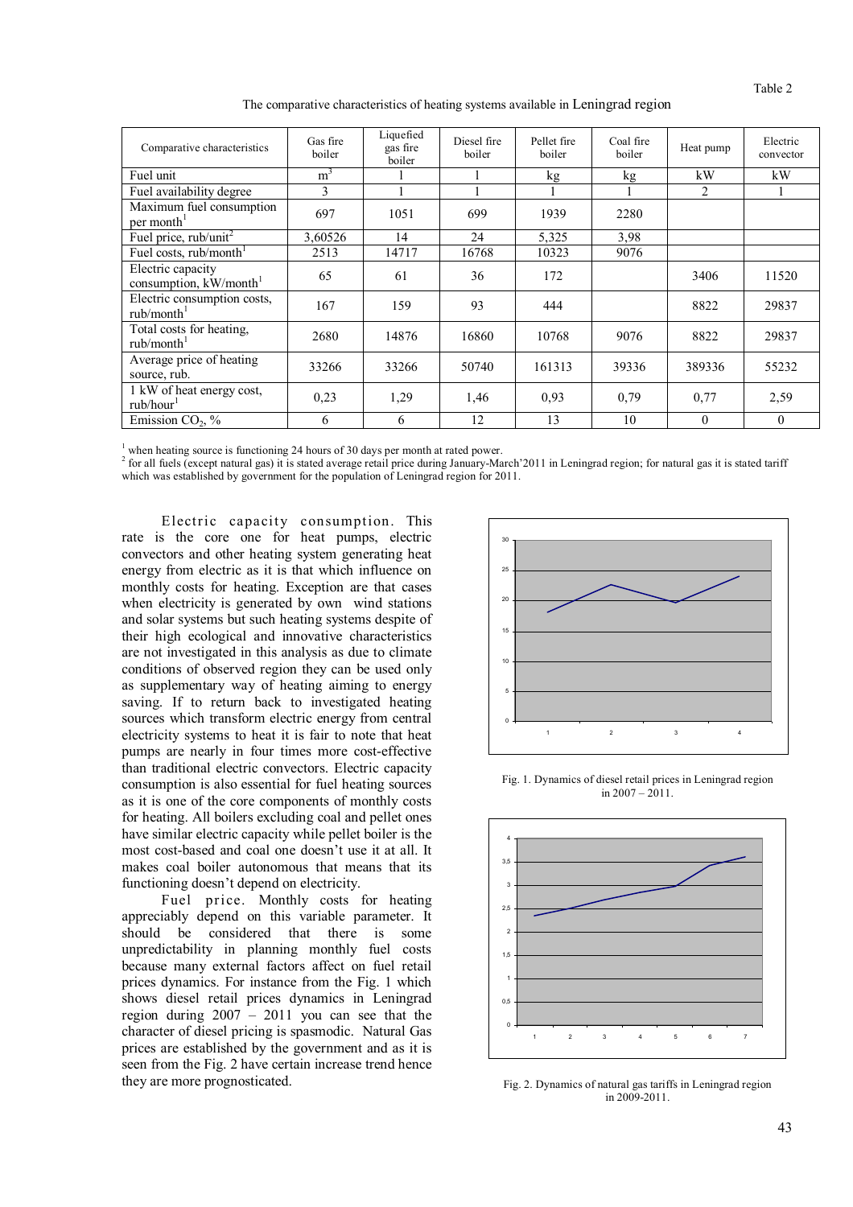Table 2

The comparative characteristics of heating systems available in Leningrad region

| Comparative characteristics | Gas fire boiler | Liquefied gas fire boiler | Diesel fire boiler | Pellet fire boiler | Coal fire boiler | Heat pump | Electric convector |
|---|---|---|---|---|---|---|---|
| Fuel unit | $m^3$ | l | l | kg | kg | kW | kW |
| Fuel availability degree | 3 | 1 | 1 | 1 | 1 | 2 | 1 |
| Maximum fuel consumption per month[1] | 697 | 1051 | 699 | 1939 | 2280 | | |
| Fuel price, rub/unit[2] | 3,60526 | 14 | 24 | 5,325 | 3,98 | | |
| Fuel costs, rub/month[1] | 2513 | 14717 | 16768 | 10323 | 9076 | | |
| Electric capacity consumption, kW/month[1] | 65 | 61 | 36 | 172 | | 3406 | 11520 |
| Electric consumption costs, rub/month[1] | 167 | 159 | 93 | 444 | | 8822 | 29837 |
| Total costs for heating, rub/month[1] | 2680 | 14876 | 16860 | 10768 | 9076 | 8822 | 29837 |
| Average price of heating source, rub. | 33266 | 33266 | 50740 | 161313 | 39336 | 389336 | 55232 |
| 1 kW of heat energy cost, rub/hour[1] | 0,23 | 1,29 | 1,46 | 0,93 | 0,79 | 0,77 | 2,59 |
| Emission $CO_2$, % | 6 | 6 | 12 | 13 | 10 | 0 | 0 |

[1] when heating source is functioning 24 hours of 30 days per month at rated power.
[2] for all fuels (except natural gas) it is stated average retail price during January-March'2011 in Leningrad region; for natural gas it is stated tariff which was established by government for the population of Leningrad region for 2011.

Electric capacity consumption. This rate is the core one for heat pumps, electric convectors and other heating system generating heat energy from electric as it is that which influence on monthly costs for heating. Exception are that cases when electricity is generated by own wind stations and solar systems but such heating systems despite of their high ecological and innovative characteristics are not investigated in this analysis as due to climate conditions of observed region they can be used only as supplementary way of heating aiming to energy saving. If to return back to investigated heating sources which transform electric energy from central electricity systems to heat it is fair to note that heat pumps are nearly in four times more cost-effective than traditional electric convectors. Electric capacity consumption is also essential for fuel heating sources as it is one of the core components of monthly costs for heating. All boilers excluding coal and pellet ones have similar electric capacity while pellet boiler is the most cost-based and coal one doesn't use it at all. It makes coal boiler autonomous that means that its functioning doesn't depend on electricity.

Fuel price. Monthly costs for heating appreciably depend on this variable parameter. It should be considered that there is some unpredictability in planning monthly fuel costs because many external factors affect on fuel retail prices dynamics. For instance from the Fig. 1 which shows diesel retail prices dynamics in Leningrad region during 2007 – 2011 you can see that the character of diesel pricing is spasmodic. Natural Gas prices are established by the government and as it is seen from the Fig. 2 have certain increase trend hence they are more prognosticated.

Fig. 1. Dynamics of diesel retail prices in Leningrad region in 2007 – 2011.

Fig. 2. Dynamics of natural gas tariffs in Leningrad region in 2009-2011.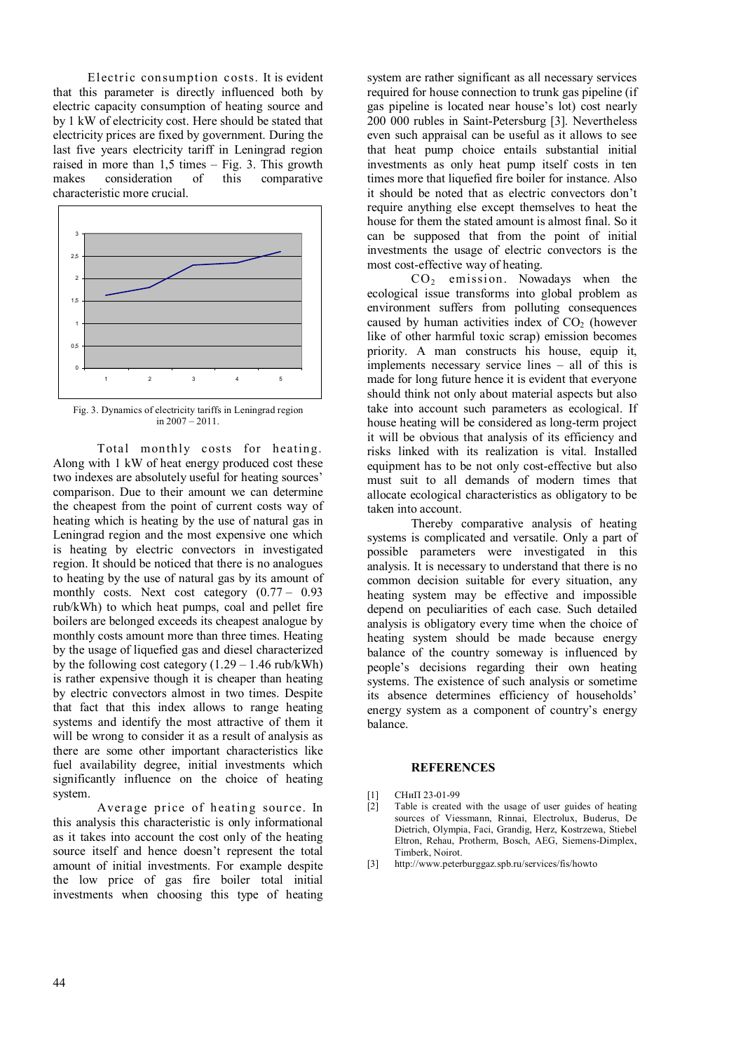Electric consumption costs. It is evident that this parameter is directly influenced both by electric capacity consumption of heating source and by 1 kW of electricity cost. Here should be stated that electricity prices are fixed by government. During the last five years electricity tariff in Leningrad region raised in more than 1,5 times – Fig. 3. This growth makes consideration of this comparative characteristic more crucial.

3
2,5
2
1,5
1
0,5
0
1
2
3
4
5

Fig. 3. Dynamics of electricity tariffs in Leningrad region in 2007 – 2011.

Total monthly costs for heating. Along with 1 kW of heat energy produced cost these two indexes are absolutely useful for heating sources' comparison. Due to their amount we can determine the cheapest from the point of current costs way of heating which is heating by the use of natural gas in Leningrad region and the most expensive one which is heating by electric convectors in investigated region. It should be noticed that there is no analogues to heating by the use of natural gas by its amount of monthly costs. Next cost category (0.77 – 0.93 rub/kWh) to which heat pumps, coal and pellet fire boilers are belonged exceeds its cheapest analogue by monthly costs amount more than three times. Heating by the usage of liquefied gas and diesel characterized by the following cost category (1.29 – 1.46 rub/kWh) is rather expensive though it is cheaper than heating by electric convectors almost in two times. Despite that fact that this index allows to range heating systems and identify the most attractive of them it will be wrong to consider it as a result of analysis as there are some other important characteristics like fuel availability degree, initial investments which significantly influence on the choice of heating system.

Average price of heating source. In this analysis this characteristic is only informational as it takes into account the cost only of the heating source itself and hence doesn't represent the total amount of initial investments. For example despite the low price of gas fire boiler total initial investments when choosing this type of heating system are rather significant as all necessary services required for house connection to trunk gas pipeline (if gas pipeline is located near house's lot) cost nearly 200 000 rubles in Saint-Petersburg [3]. Nevertheless even such appraisal can be useful as it allows to see that heat pump choice entails substantial initial investments as only heat pump itself costs in ten times more that liquefied fire boiler for instance. Also it should be noted that as electric convectors don't require anything else except themselves to heat the house for them the stated amount is almost final. So it can be supposed that from the point of initial investments the usage of electric convectors is the most cost-effective way of heating.

$CO_2$ emission. Nowadays when the ecological issue transforms into global problem as environment suffers from polluting consequences caused by human activities index of $CO_2$ (however like of other harmful toxic scrap) emission becomes priority. A man constructs his house, equip it, implements necessary service lines – all of this is made for long future hence it is evident that everyone should think not only about material aspects but also take into account such parameters as ecological. If house heating will be considered as long-term project it will be obvious that analysis of its efficiency and risks linked with its realization is vital. Installed equipment has to be not only cost-effective but also must suit to all demands of modern times that allocate ecological characteristics as obligatory to be taken into account.

Thereby comparative analysis of heating systems is complicated and versatile. Only a part of possible parameters were investigated in this analysis. It is necessary to understand that there is no common decision suitable for every situation, any heating system may be effective and impossible depend on peculiarities of each case. Such detailed analysis is obligatory every time when the choice of heating system should be made because energy balance of the country someway is influenced by people's decisions regarding their own heating systems. The existence of such analysis or sometime its absence determines efficiency of households' energy system as a component of country's energy balance.

## REFERENCES

[1] СНиП 23-01-99

[2] Table is created with the usage of user guides of heating sources of Viessmann, Rinnai, Electrolux, Buderus, De Dietrich, Olympia, Faci, Grandig, Herz, Kostrzewa, Stiebel Eltron, Rehau, Protherm, Bosch, AEG, Siemens-Dimplex, Timberk, Noirot.

[3] http://www.peterburggaz.spb.ru/services/fis/howto